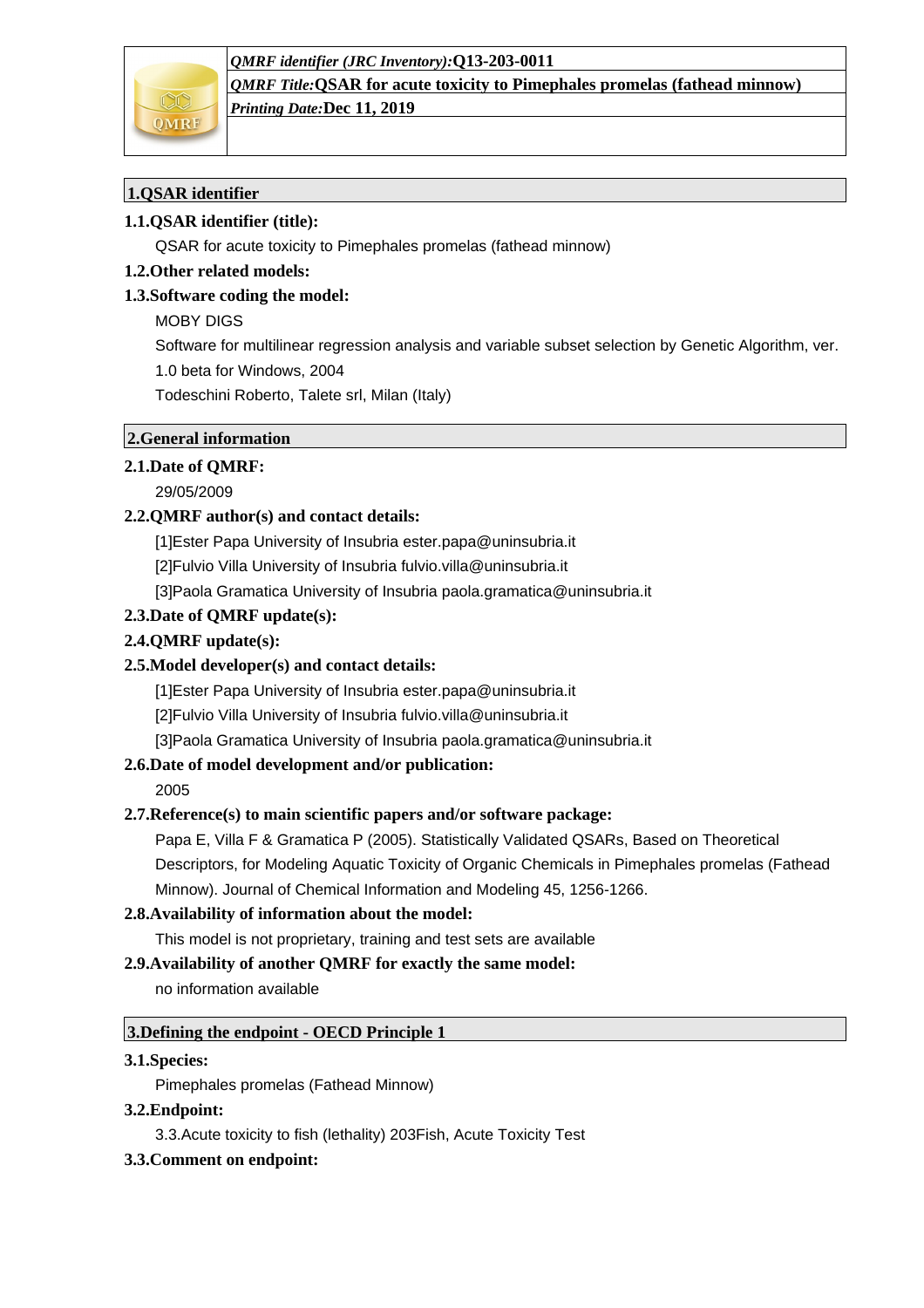*QMRF identifier (JRC Inventory):* **Q13-203-0011**

*QMRF Title:* **QSAR for acute toxicity to Pimephales promelas (fathead minnow)**

*Printing Date:* **Dec 11, 2019**

## 1.QSAR identifier

### 1.1.QSAR identifier (title):

QSAR for acute toxicity to Pimephales promelas (fathead minnow)

### 1.2.Other related models:

### 1.3.Software coding the model:

MOBY DIGS

Software for multilinear regression analysis and variable subset selection by Genetic Algorithm, ver. 1.0 beta for Windows, 2004

Todeschini Roberto, Talete srl, Milan (Italy)

## 2.General information

### 2.1.Date of QMRF:

29/05/2009

### 2.2.QMRF author(s) and contact details:

[1]Ester Papa University of Insubria ester.papa@uninsubria.it

[2]Fulvio Villa University of Insubria fulvio.villa@uninsubria.it

[3]Paola Gramatica University of Insubria paola.gramatica@uninsubria.it

### 2.3.Date of QMRF update(s):

### 2.4.QMRF update(s):

### 2.5.Model developer(s) and contact details:

[1]Ester Papa University of Insubria ester.papa@uninsubria.it

[2]Fulvio Villa University of Insubria fulvio.villa@uninsubria.it

[3]Paola Gramatica University of Insubria paola.gramatica@uninsubria.it

### 2.6.Date of model development and/or publication:

2005

### 2.7.Reference(s) to main scientific papers and/or software package:

Papa E, Villa F & Gramatica P (2005). Statistically Validated QSARs, Based on Theoretical Descriptors, for Modeling Aquatic Toxicity of Organic Chemicals in Pimephales promelas (Fathead Minnow). Journal of Chemical Information and Modeling 45, 1256-1266.

### 2.8.Availability of information about the model:

This model is not proprietary, training and test sets are available

### 2.9.Availability of another QMRF for exactly the same model:

no information available

## 3.Defining the endpoint - OECD Principle 1

### 3.1.Species:

Pimephales promelas (Fathead Minnow)

### 3.2.Endpoint:

3.3.Acute toxicity to fish (lethality) 203Fish, Acute Toxicity Test

### 3.3.Comment on endpoint: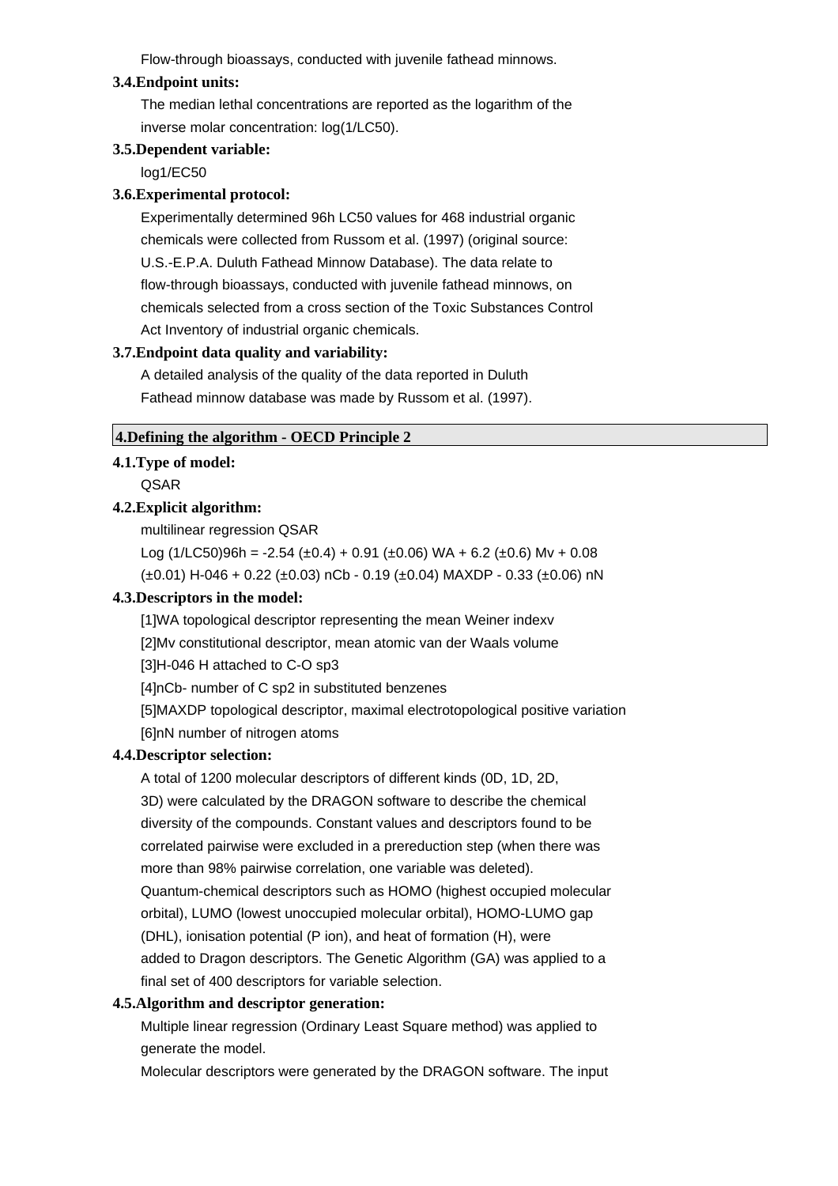Flow-through bioassays, conducted with juvenile fathead minnows.

### 3.4.Endpoint units:

The median lethal concentrations are reported as the logarithm of the inverse molar concentration: log(1/LC50).

### 3.5.Dependent variable:

log1/EC50

### 3.6.Experimental protocol:

Experimentally determined 96h LC50 values for 468 industrial organic chemicals were collected from Russom et al. (1997) (original source: U.S.-E.P.A. Duluth Fathead Minnow Database). The data relate to flow-through bioassays, conducted with juvenile fathead minnows, on chemicals selected from a cross section of the Toxic Substances Control Act Inventory of industrial organic chemicals.

### 3.7.Endpoint data quality and variability:

A detailed analysis of the quality of the data reported in Duluth Fathead minnow database was made by Russom et al. (1997).

## 4.Defining the algorithm - OECD Principle 2

### 4.1.Type of model:

QSAR

### 4.2.Explicit algorithm:

multilinear regression QSAR

$$\text{Log}(1/LC50)_{96h} = -2.54\ (\pm 0.4) + 0.91\ (\pm 0.06)\ WA + 6.2\ (\pm 0.6)\ Mv + 0.08\ (\pm 0.01)\ H\text{-}046 + 0.22\ (\pm 0.03)\ nCb - 0.19\ (\pm 0.04)\ MAXDP - 0.33\ (\pm 0.06)\ nN$$

### 4.3.Descriptors in the model:

[1]WA topological descriptor representing the mean Weiner indexv

[2]Mv constitutional descriptor, mean atomic van der Waals volume

[3]H-046 H attached to C-O sp3

[4]nCb- number of C sp2 in substituted benzenes

[5]MAXDP topological descriptor, maximal electrotopological positive variation

[6]nN number of nitrogen atoms

### 4.4.Descriptor selection:

A total of 1200 molecular descriptors of different kinds (0D, 1D, 2D, 3D) were calculated by the DRAGON software to describe the chemical diversity of the compounds. Constant values and descriptors found to be correlated pairwise were excluded in a prereduction step (when there was more than 98% pairwise correlation, one variable was deleted). Quantum-chemical descriptors such as HOMO (highest occupied molecular orbital), LUMO (lowest unoccupied molecular orbital), HOMO-LUMO gap (DHL), ionisation potential (P ion), and heat of formation (H), were added to Dragon descriptors. The Genetic Algorithm (GA) was applied to a final set of 400 descriptors for variable selection.

### 4.5.Algorithm and descriptor generation:

Multiple linear regression (Ordinary Least Square method) was applied to generate the model.

Molecular descriptors were generated by the DRAGON software. The input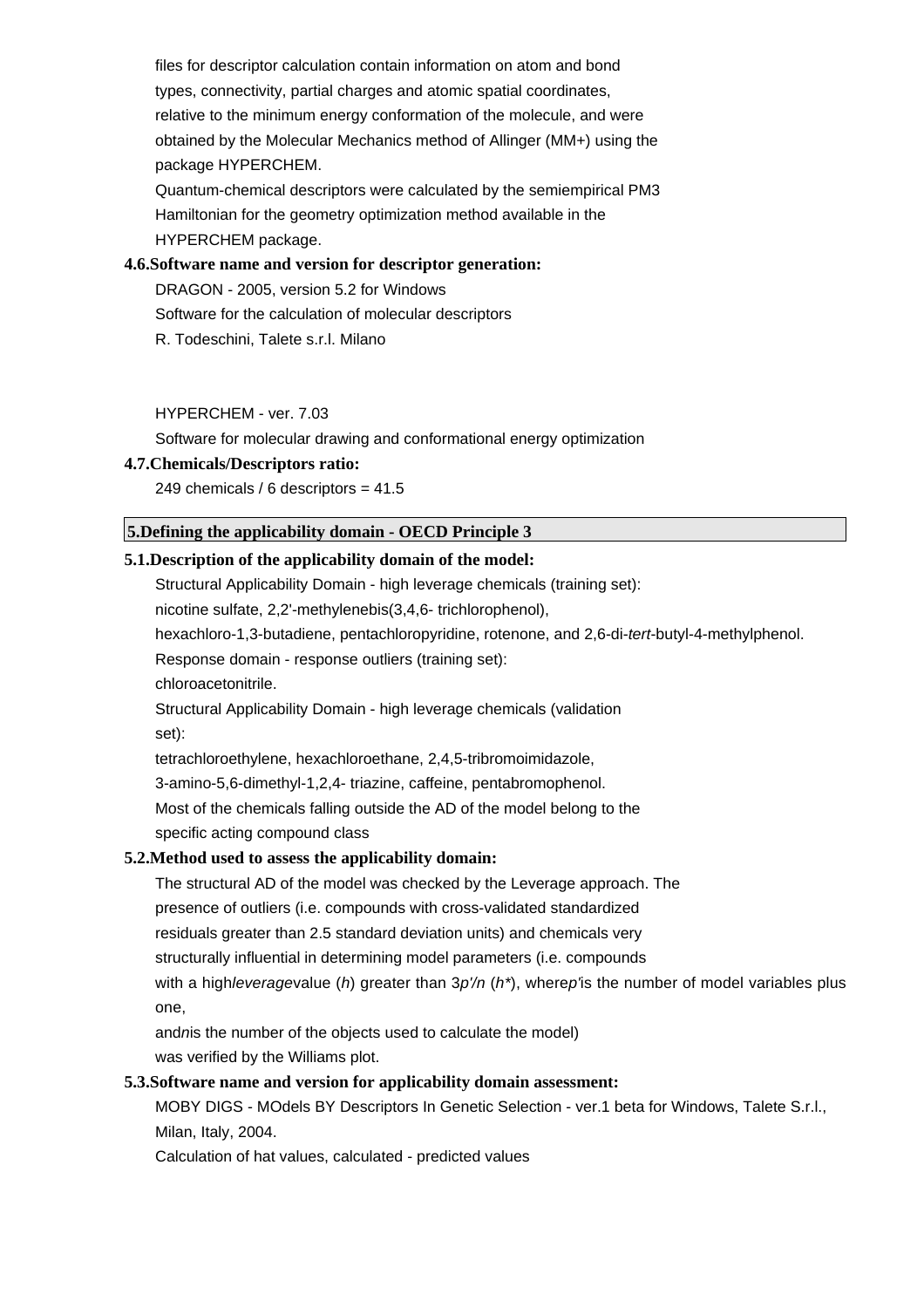files for descriptor calculation contain information on atom and bond types, connectivity, partial charges and atomic spatial coordinates, relative to the minimum energy conformation of the molecule, and were obtained by the Molecular Mechanics method of Allinger (MM+) using the package HYPERCHEM.

Quantum-chemical descriptors were calculated by the semiempirical PM3 Hamiltonian for the geometry optimization method available in the HYPERCHEM package.

**4.6.Software name and version for descriptor generation:**

DRAGON - 2005, version 5.2 for Windows

Software for the calculation of molecular descriptors

R. Todeschini, Talete s.r.l. Milano

HYPERCHEM - ver. 7.03

Software for molecular drawing and conformational energy optimization

**4.7.Chemicals/Descriptors ratio:**

249 chemicals / 6 descriptors = 41.5

## 5.Defining the applicability domain - OECD Principle 3

**5.1.Description of the applicability domain of the model:**

Structural Applicability Domain - high leverage chemicals (training set):

nicotine sulfate, 2,2'-methylenebis(3,4,6- trichlorophenol),

hexachloro-1,3-butadiene, pentachloropyridine, rotenone, and 2,6-di-*tert*-butyl-4-methylphenol.

Response domain - response outliers (training set):

chloroacetonitrile.

Structural Applicability Domain - high leverage chemicals (validation set):

tetrachloroethylene, hexachloroethane, 2,4,5-tribromoimidazole,

3-amino-5,6-dimethyl-1,2,4- triazine, caffeine, pentabromophenol.

Most of the chemicals falling outside the AD of the model belong to the specific acting compound class

**5.2.Method used to assess the applicability domain:**

The structural AD of the model was checked by the Leverage approach. The presence of outliers (i.e. compounds with cross-validated standardized residuals greater than 2.5 standard deviation units) and chemicals very structurally influential in determining model parameters (i.e. compounds with a high *leverage* value ($h$) greater than $3p'/n$ ($h^*$), where $p'$ is the number of model variables plus one,

and $n$ is the number of the objects used to calculate the model)

was verified by the Williams plot.

**5.3.Software name and version for applicability domain assessment:**

MOBY DIGS - MOdels BY Descriptors In Genetic Selection - ver.1 beta for Windows, Talete S.r.l., Milan, Italy, 2004.

Calculation of hat values, calculated - predicted values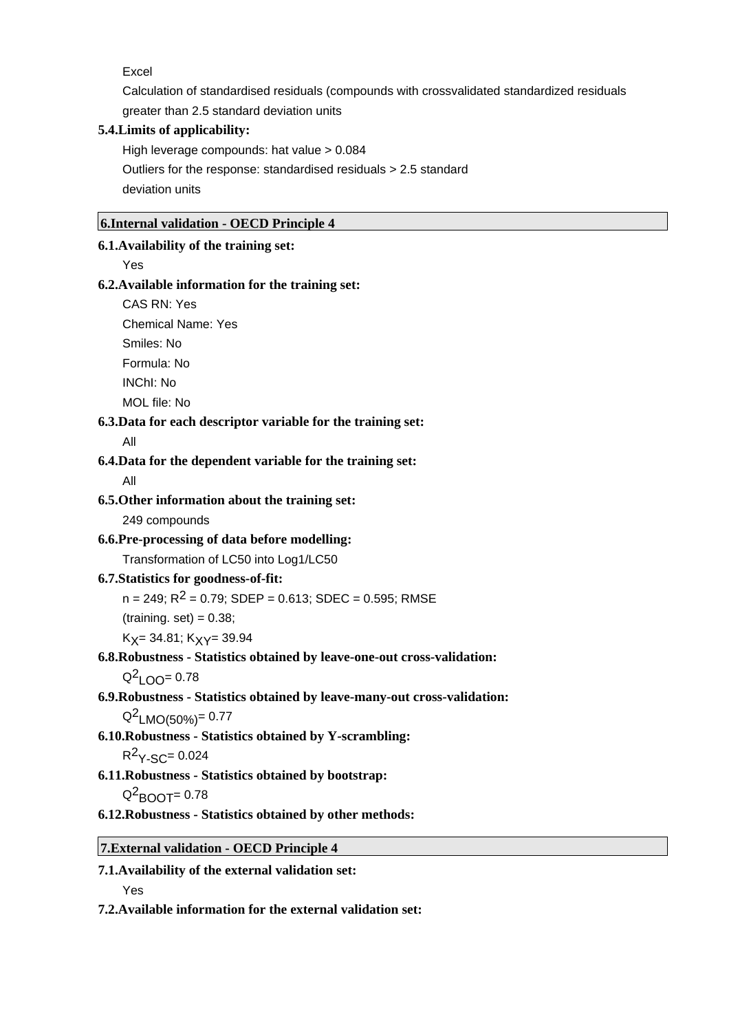Excel

Calculation of standardised residuals (compounds with crossvalidated standardized residuals greater than 2.5 standard deviation units

**5.4.Limits of applicability:**

High leverage compounds: hat value > 0.084

Outliers for the response: standardised residuals > 2.5 standard deviation units

## 6.Internal validation - OECD Principle 4

**6.1.Availability of the training set:**

Yes

**6.2.Available information for the training set:**

CAS RN: Yes

Chemical Name: Yes

Smiles: No

Formula: No

INChI: No

MOL file: No

**6.3.Data for each descriptor variable for the training set:**

All

**6.4.Data for the dependent variable for the training set:**

All

**6.5.Other information about the training set:**

249 compounds

**6.6.Pre-processing of data before modelling:**

Transformation of LC50 into Log1/LC50

**6.7.Statistics for goodness-of-fit:**

n = 249; $R^2$ = 0.79; SDEP = 0.613; SDEC = 0.595; RMSE (training. set) = 0.38;

$K_X$= 34.81; $K_{XY}$= 39.94

**6.8.Robustness - Statistics obtained by leave-one-out cross-validation:**

$Q^2_{LOO}$= 0.78

**6.9.Robustness - Statistics obtained by leave-many-out cross-validation:**

$Q^2_{LMO(50\%)}$= 0.77

**6.10.Robustness - Statistics obtained by Y-scrambling:**

$R^2_{Y-SC}$= 0.024

**6.11.Robustness - Statistics obtained by bootstrap:**

$Q^2_{BOOT}$= 0.78

**6.12.Robustness - Statistics obtained by other methods:**

## 7.External validation - OECD Principle 4

**7.1.Availability of the external validation set:**

Yes

**7.2.Available information for the external validation set:**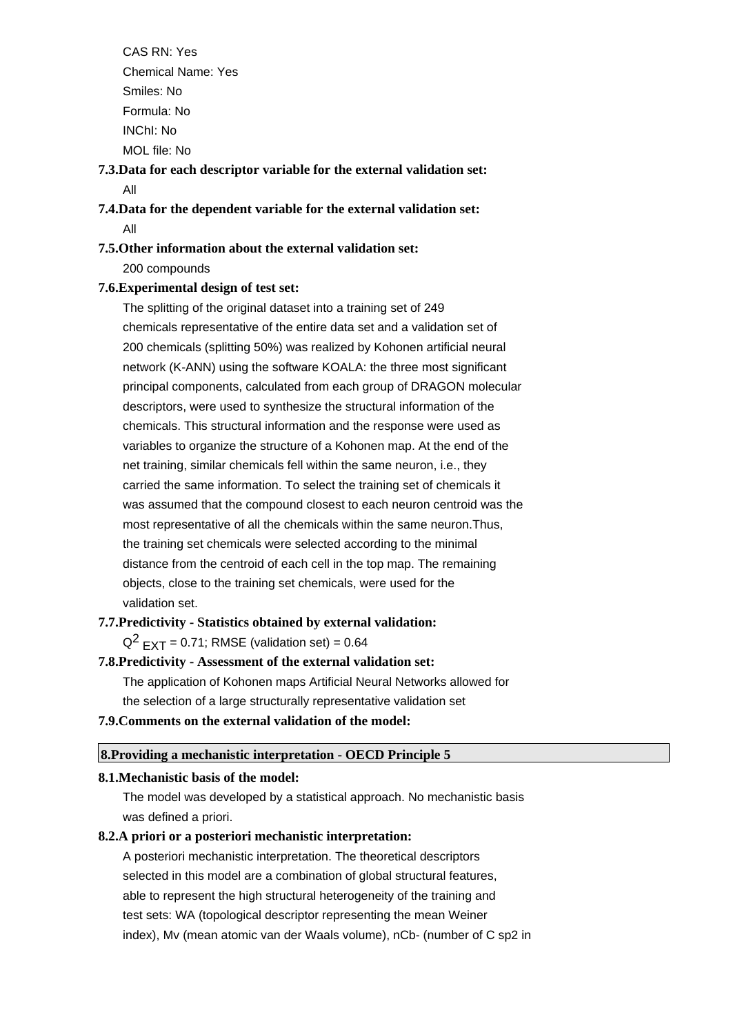CAS RN: Yes

Chemical Name: Yes

Smiles: No

Formula: No

INChI: No

MOL file: No

**7.3.Data for each descriptor variable for the external validation set:**

All

**7.4.Data for the dependent variable for the external validation set:**

All

**7.5.Other information about the external validation set:**

200 compounds

**7.6.Experimental design of test set:**

The splitting of the original dataset into a training set of 249 chemicals representative of the entire data set and a validation set of 200 chemicals (splitting 50%) was realized by Kohonen artificial neural network (K-ANN) using the software KOALA: the three most significant principal components, calculated from each group of DRAGON molecular descriptors, were used to synthesize the structural information of the chemicals. This structural information and the response were used as variables to organize the structure of a Kohonen map. At the end of the net training, similar chemicals fell within the same neuron, i.e., they carried the same information. To select the training set of chemicals it was assumed that the compound closest to each neuron centroid was the most representative of all the chemicals within the same neuron.Thus, the training set chemicals were selected according to the minimal distance from the centroid of each cell in the top map. The remaining objects, close to the training set chemicals, were used for the validation set.

**7.7.Predictivity - Statistics obtained by external validation:**

$Q^2_{EXT}$ = 0.71; RMSE (validation set) = 0.64

**7.8.Predictivity - Assessment of the external validation set:**

The application of Kohonen maps Artificial Neural Networks allowed for the selection of a large structurally representative validation set

**7.9.Comments on the external validation of the model:**

## 8.Providing a mechanistic interpretation - OECD Principle 5

**8.1.Mechanistic basis of the model:**

The model was developed by a statistical approach. No mechanistic basis was defined a priori.

**8.2.A priori or a posteriori mechanistic interpretation:**

A posteriori mechanistic interpretation. The theoretical descriptors selected in this model are a combination of global structural features, able to represent the high structural heterogeneity of the training and test sets: WA (topological descriptor representing the mean Weiner index), Mv (mean atomic van der Waals volume), nCb- (number of C sp2 in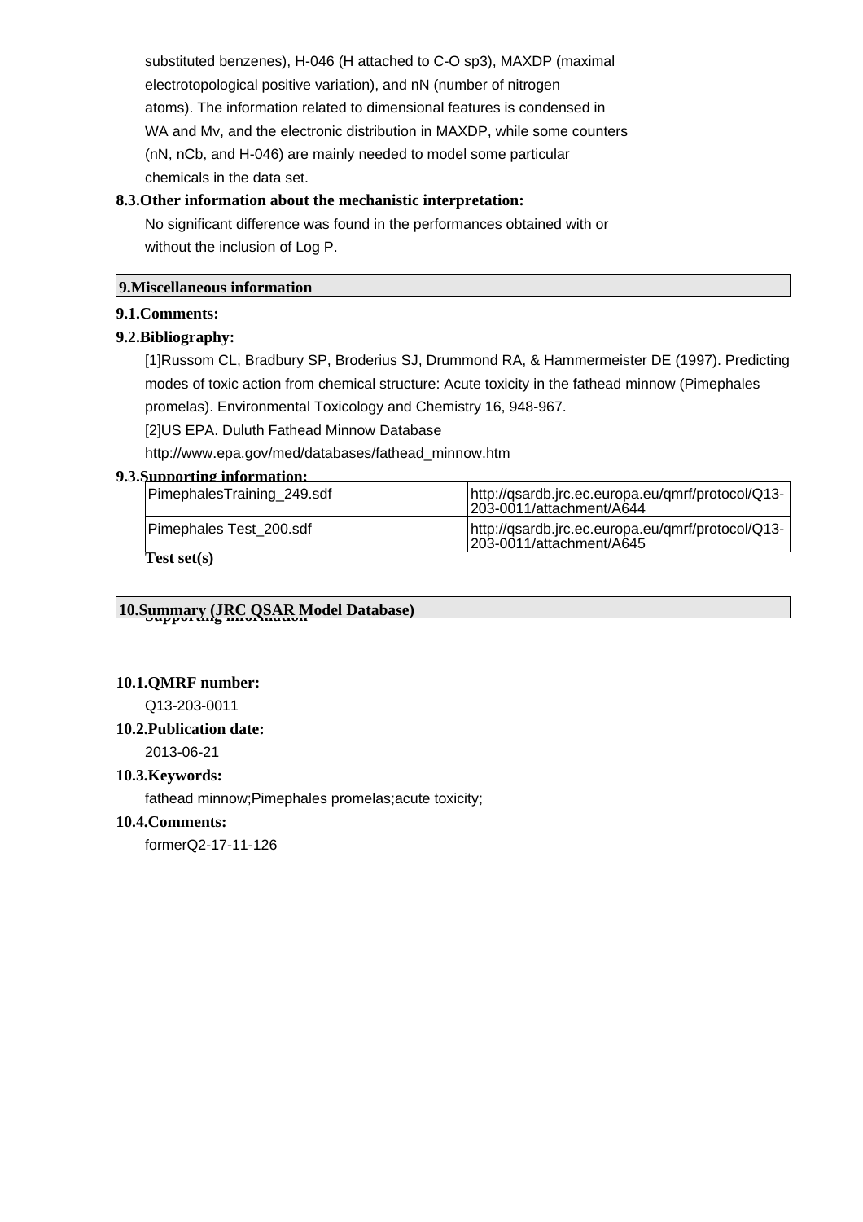substituted benzenes), H-046 (H attached to C-O sp3), MAXDP (maximal electrotopological positive variation), and nN (number of nitrogen atoms). The information related to dimensional features is condensed in WA and Mv, and the electronic distribution in MAXDP, while some counters (nN, nCb, and H-046) are mainly needed to model some particular chemicals in the data set.

**8.3.Other information about the mechanistic interpretation:**

No significant difference was found in the performances obtained with or without the inclusion of Log P.

## 9.Miscellaneous information

**9.1.Comments:**

**9.2.Bibliography:**

[1]Russom CL, Bradbury SP, Broderius SJ, Drummond RA, & Hammermeister DE (1997). Predicting modes of toxic action from chemical structure: Acute toxicity in the fathead minnow (Pimephales promelas). Environmental Toxicology and Chemistry 16, 948-967.

[2]US EPA. Duluth Fathead Minnow Database

http://www.epa.gov/med/databases/fathead_minnow.htm

**9.3.Supporting information:**

| | |
|---|---|
| PimephalesTraining_249.sdf | http://qsardb.jrc.ec.europa.eu/qmrf/protocol/Q13-203-0011/attachment/A644 |
| Pimephales Test_200.sdf | http://qsardb.jrc.ec.europa.eu/qmrf/protocol/Q13-203-0011/attachment/A645 |

**Test set(s)**

**Supporting information**

## 10.Summary (JRC QSAR Model Database)

**10.1.QMRF number:**

Q13-203-0011

**10.2.Publication date:**

2013-06-21

**10.3.Keywords:**

fathead minnow;Pimephales promelas;acute toxicity;

**10.4.Comments:**

formerQ2-17-11-126